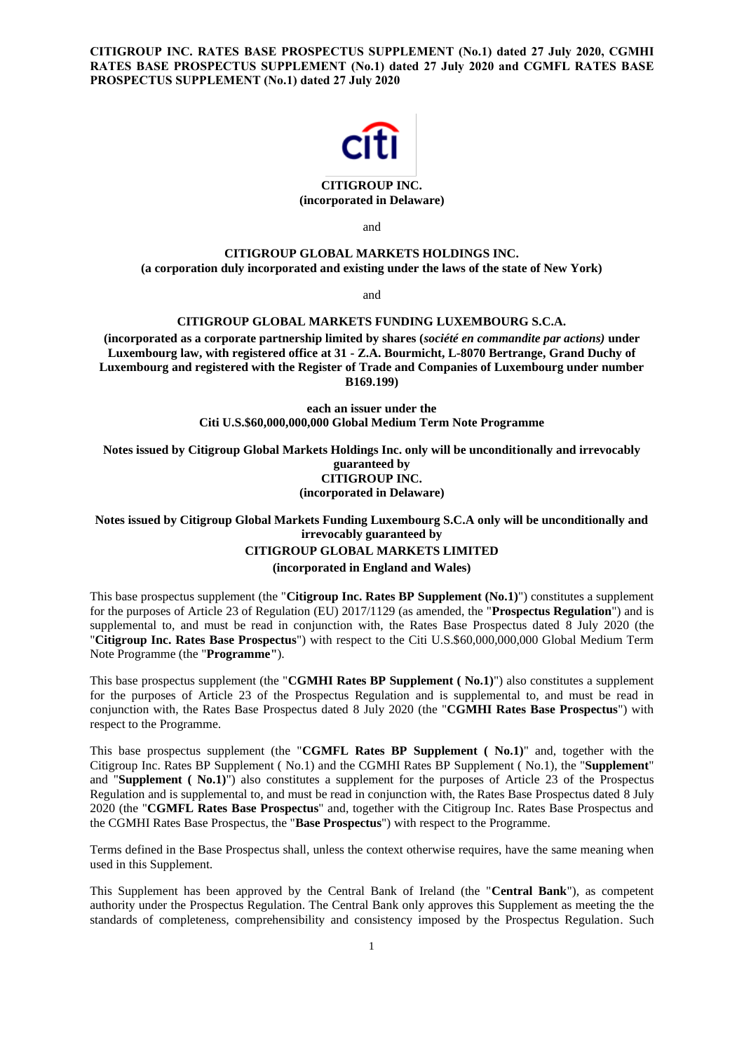**CITIGROUP INC. RATES BASE PROSPECTUS SUPPLEMENT (No.1) dated 27 July 2020, CGMHI RATES BASE PROSPECTUS SUPPLEMENT (No.1) dated 27 July 2020 and CGMFL RATES BASE PROSPECTUS SUPPLEMENT (No.1) dated 27 July 2020**

**CITIGROUP INC.**
**(incorporated in Delaware)**

and

**CITIGROUP GLOBAL MARKETS HOLDINGS INC.**
**(a corporation duly incorporated and existing under the laws of the state of New York)**

and

**CITIGROUP GLOBAL MARKETS FUNDING LUXEMBOURG S.C.A.**

**(incorporated as a corporate partnership limited by shares (*société en commandite par actions)* under Luxembourg law, with registered office at 31 - Z.A. Bourmicht, L-8070 Bertrange, Grand Duchy of Luxembourg and registered with the Register of Trade and Companies of Luxembourg under number B169.199)**

**each an issuer under the**
**Citi U.S.$60,000,000,000 Global Medium Term Note Programme**

**Notes issued by Citigroup Global Markets Holdings Inc. only will be unconditionally and irrevocably guaranteed by**
**CITIGROUP INC.**
**(incorporated in Delaware)**

**Notes issued by Citigroup Global Markets Funding Luxembourg S.C.A only will be unconditionally and irrevocably guaranteed by**
**CITIGROUP GLOBAL MARKETS LIMITED**
**(incorporated in England and Wales)**

This base prospectus supplement (the "**Citigroup Inc. Rates BP Supplement (No.1)**") constitutes a supplement for the purposes of Article 23 of Regulation (EU) 2017/1129 (as amended, the "**Prospectus Regulation**") and is supplemental to, and must be read in conjunction with, the Rates Base Prospectus dated 8 July 2020 (the "**Citigroup Inc. Rates Base Prospectus**") with respect to the Citi U.S.$60,000,000,000 Global Medium Term Note Programme (the "**Programme"**).

This base prospectus supplement (the "**CGMHI Rates BP Supplement ( No.1)**") also constitutes a supplement for the purposes of Article 23 of the Prospectus Regulation and is supplemental to, and must be read in conjunction with, the Rates Base Prospectus dated 8 July 2020 (the "**CGMHI Rates Base Prospectus**") with respect to the Programme.

This base prospectus supplement (the "**CGMFL Rates BP Supplement ( No.1)**" and, together with the Citigroup Inc. Rates BP Supplement ( No.1) and the CGMHI Rates BP Supplement ( No.1), the "**Supplement**" and "**Supplement ( No.1)**") also constitutes a supplement for the purposes of Article 23 of the Prospectus Regulation and is supplemental to, and must be read in conjunction with, the Rates Base Prospectus dated 8 July 2020 (the "**CGMFL Rates Base Prospectus**" and, together with the Citigroup Inc. Rates Base Prospectus and the CGMHI Rates Base Prospectus, the "**Base Prospectus**") with respect to the Programme.

Terms defined in the Base Prospectus shall, unless the context otherwise requires, have the same meaning when used in this Supplement.

This Supplement has been approved by the Central Bank of Ireland (the "**Central Bank**"), as competent authority under the Prospectus Regulation. The Central Bank only approves this Supplement as meeting the the standards of completeness, comprehensibility and consistency imposed by the Prospectus Regulation. Such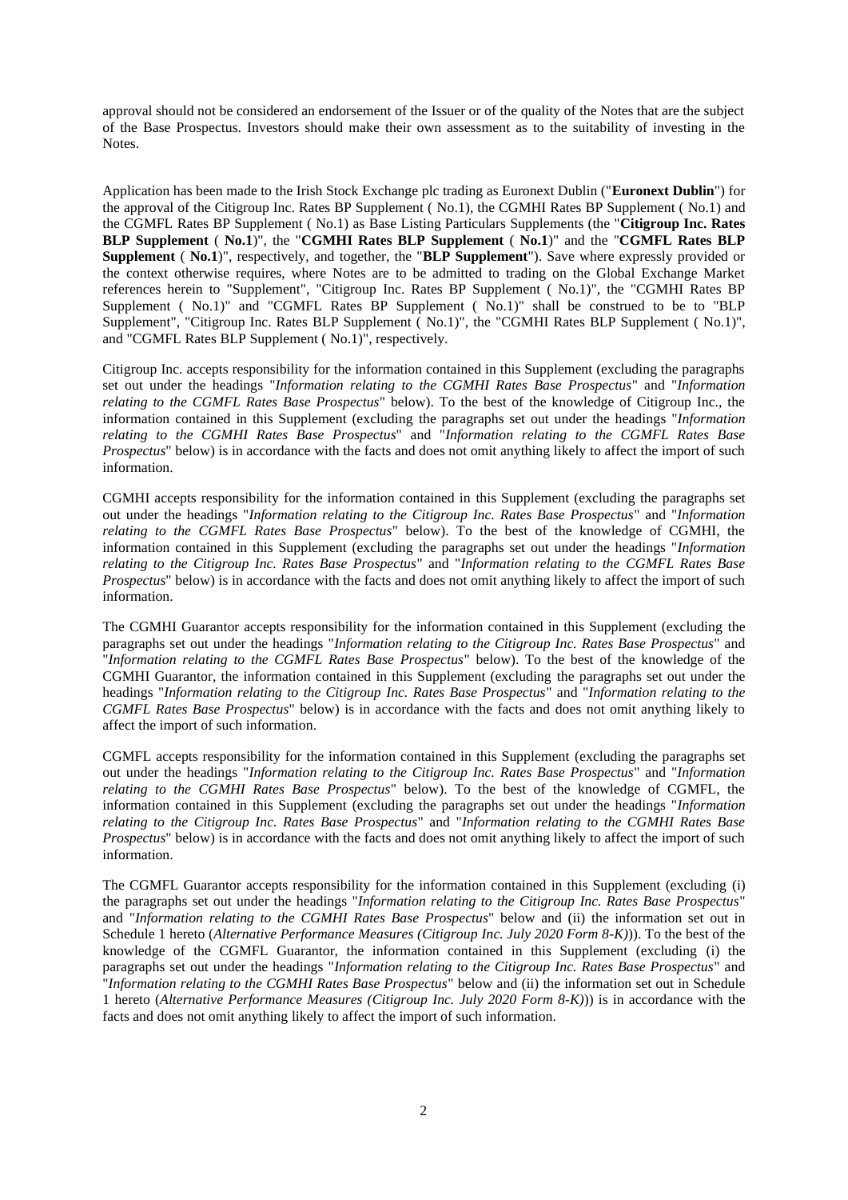approval should not be considered an endorsement of the Issuer or of the quality of the Notes that are the subject of the Base Prospectus. Investors should make their own assessment as to the suitability of investing in the Notes.

Application has been made to the Irish Stock Exchange plc trading as Euronext Dublin ("**Euronext Dublin**") for the approval of the Citigroup Inc. Rates BP Supplement ( No.1), the CGMHI Rates BP Supplement ( No.1) and the CGMFL Rates BP Supplement ( No.1) as Base Listing Particulars Supplements (the "**Citigroup Inc. Rates BLP Supplement** ( **No.1**)", the "**CGMHI Rates BLP Supplement** ( **No.1**)" and the "**CGMFL Rates BLP Supplement** ( **No.1**)", respectively, and together, the "**BLP Supplement**"). Save where expressly provided or the context otherwise requires, where Notes are to be admitted to trading on the Global Exchange Market references herein to "Supplement", "Citigroup Inc. Rates BP Supplement ( No.1)", the "CGMHI Rates BP Supplement ( No.1)" and "CGMFL Rates BP Supplement ( No.1)" shall be construed to be to "BLP Supplement", "Citigroup Inc. Rates BLP Supplement ( No.1)", the "CGMHI Rates BLP Supplement ( No.1)", and "CGMFL Rates BLP Supplement ( No.1)", respectively.

Citigroup Inc. accepts responsibility for the information contained in this Supplement (excluding the paragraphs set out under the headings "*Information relating to the CGMHI Rates Base Prospectus*" and "*Information relating to the CGMFL Rates Base Prospectus*" below). To the best of the knowledge of Citigroup Inc., the information contained in this Supplement (excluding the paragraphs set out under the headings "*Information relating to the CGMHI Rates Base Prospectus*" and "*Information relating to the CGMFL Rates Base Prospectus*" below) is in accordance with the facts and does not omit anything likely to affect the import of such information.

CGMHI accepts responsibility for the information contained in this Supplement (excluding the paragraphs set out under the headings "*Information relating to the Citigroup Inc. Rates Base Prospectus*" and "*Information relating to the CGMFL Rates Base Prospectus*" below). To the best of the knowledge of CGMHI, the information contained in this Supplement (excluding the paragraphs set out under the headings "*Information relating to the Citigroup Inc. Rates Base Prospectus*" and "*Information relating to the CGMFL Rates Base Prospectus*" below) is in accordance with the facts and does not omit anything likely to affect the import of such information.

The CGMHI Guarantor accepts responsibility for the information contained in this Supplement (excluding the paragraphs set out under the headings "*Information relating to the Citigroup Inc. Rates Base Prospectus*" and "*Information relating to the CGMFL Rates Base Prospectus*" below). To the best of the knowledge of the CGMHI Guarantor, the information contained in this Supplement (excluding the paragraphs set out under the headings "*Information relating to the Citigroup Inc. Rates Base Prospectus*" and "*Information relating to the CGMFL Rates Base Prospectus*" below) is in accordance with the facts and does not omit anything likely to affect the import of such information.

CGMFL accepts responsibility for the information contained in this Supplement (excluding the paragraphs set out under the headings "*Information relating to the Citigroup Inc. Rates Base Prospectus*" and "*Information relating to the CGMHI Rates Base Prospectus*" below). To the best of the knowledge of CGMFL, the information contained in this Supplement (excluding the paragraphs set out under the headings "*Information relating to the Citigroup Inc. Rates Base Prospectus*" and "*Information relating to the CGMHI Rates Base Prospectus*" below) is in accordance with the facts and does not omit anything likely to affect the import of such information.

The CGMFL Guarantor accepts responsibility for the information contained in this Supplement (excluding (i) the paragraphs set out under the headings "*Information relating to the Citigroup Inc. Rates Base Prospectus*" and "*Information relating to the CGMHI Rates Base Prospectus*" below and (ii) the information set out in Schedule 1 hereto (*Alternative Performance Measures (Citigroup Inc. July 2020 Form 8-K)*)). To the best of the knowledge of the CGMFL Guarantor, the information contained in this Supplement (excluding (i) the paragraphs set out under the headings "*Information relating to the Citigroup Inc. Rates Base Prospectus*" and "*Information relating to the CGMHI Rates Base Prospectus*" below and (ii) the information set out in Schedule 1 hereto (*Alternative Performance Measures (Citigroup Inc. July 2020 Form 8-K)*)) is in accordance with the facts and does not omit anything likely to affect the import of such information.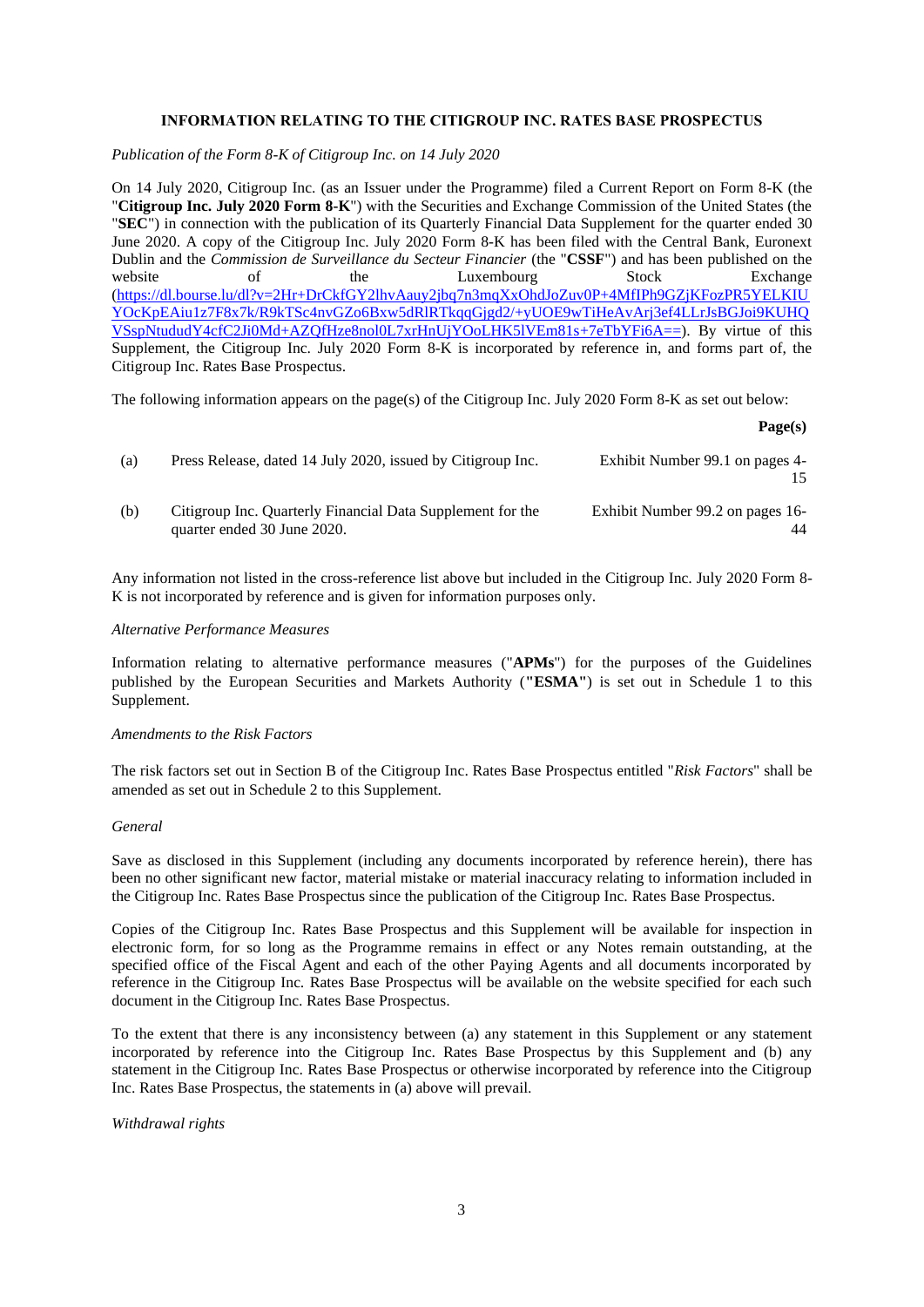## INFORMATION RELATING TO THE CITIGROUP INC. RATES BASE PROSPECTUS

*Publication of the Form 8-K of Citigroup Inc. on 14 July 2020*

On 14 July 2020, Citigroup Inc. (as an Issuer under the Programme) filed a Current Report on Form 8-K (the "**Citigroup Inc. July 2020 Form 8-K**") with the Securities and Exchange Commission of the United States (the "**SEC**") in connection with the publication of its Quarterly Financial Data Supplement for the quarter ended 30 June 2020. A copy of the Citigroup Inc. July 2020 Form 8-K has been filed with the Central Bank, Euronext Dublin and the *Commission de Surveillance du Secteur Financier* (the "**CSSF**") and has been published on the website of the Luxembourg Stock Exchange (https://dl.bourse.lu/dl?v=2Hr+DrCkfGY2lhvAauy2jbq7n3mqXxOhdJoZuv0P+4MfIPh9GZjKFozPR5YELKIUYOcKpEAiu1z7F8x7k/R9kTSc4nvGZo6Bxw5dRlRTkqqGjgd2/+yUOE9wTiHeAvArj3ef4LLrJsBGJoi9KUHQVSspNtududY4cfC2Ji0Md+AZQfHze8nol0L7xrHnUjYOoLHK5lVEm81s+7eTbYFi6A==). By virtue of this Supplement, the Citigroup Inc. July 2020 Form 8-K is incorporated by reference in, and forms part of, the Citigroup Inc. Rates Base Prospectus.

The following information appears on the page(s) of the Citigroup Inc. July 2020 Form 8-K as set out below:

| | | **Page(s)** |
|---|---|---|
| (a) | Press Release, dated 14 July 2020, issued by Citigroup Inc. | Exhibit Number 99.1 on pages 4-15 |
| (b) | Citigroup Inc. Quarterly Financial Data Supplement for the quarter ended 30 June 2020. | Exhibit Number 99.2 on pages 16-44 |

Any information not listed in the cross-reference list above but included in the Citigroup Inc. July 2020 Form 8-K is not incorporated by reference and is given for information purposes only.

*Alternative Performance Measures*

Information relating to alternative performance measures ("**APMs**") for the purposes of the Guidelines published by the European Securities and Markets Authority (**"ESMA"**) is set out in Schedule 1 to this Supplement.

*Amendments to the Risk Factors*

The risk factors set out in Section B of the Citigroup Inc. Rates Base Prospectus entitled "*Risk Factors*" shall be amended as set out in Schedule 2 to this Supplement.

*General*

Save as disclosed in this Supplement (including any documents incorporated by reference herein), there has been no other significant new factor, material mistake or material inaccuracy relating to information included in the Citigroup Inc. Rates Base Prospectus since the publication of the Citigroup Inc. Rates Base Prospectus.

Copies of the Citigroup Inc. Rates Base Prospectus and this Supplement will be available for inspection in electronic form, for so long as the Programme remains in effect or any Notes remain outstanding, at the specified office of the Fiscal Agent and each of the other Paying Agents and all documents incorporated by reference in the Citigroup Inc. Rates Base Prospectus will be available on the website specified for each such document in the Citigroup Inc. Rates Base Prospectus.

To the extent that there is any inconsistency between (a) any statement in this Supplement or any statement incorporated by reference into the Citigroup Inc. Rates Base Prospectus by this Supplement and (b) any statement in the Citigroup Inc. Rates Base Prospectus or otherwise incorporated by reference into the Citigroup Inc. Rates Base Prospectus, the statements in (a) above will prevail.

*Withdrawal rights*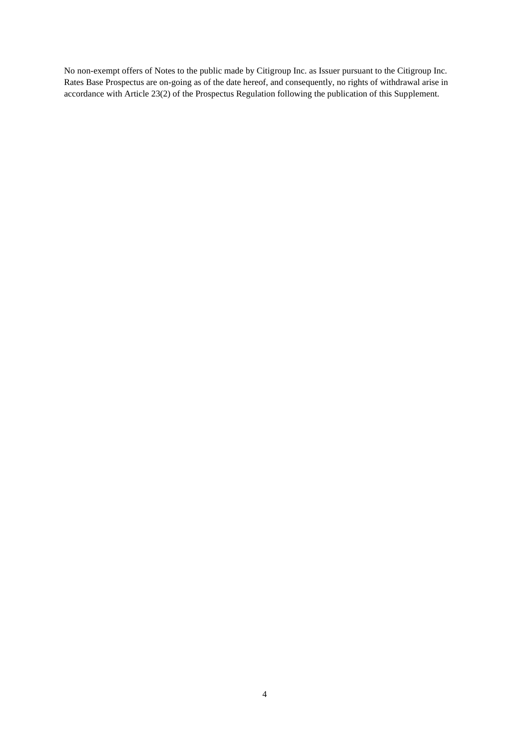No non-exempt offers of Notes to the public made by Citigroup Inc. as Issuer pursuant to the Citigroup Inc. Rates Base Prospectus are on-going as of the date hereof, and consequently, no rights of withdrawal arise in accordance with Article 23(2) of the Prospectus Regulation following the publication of this Supplement.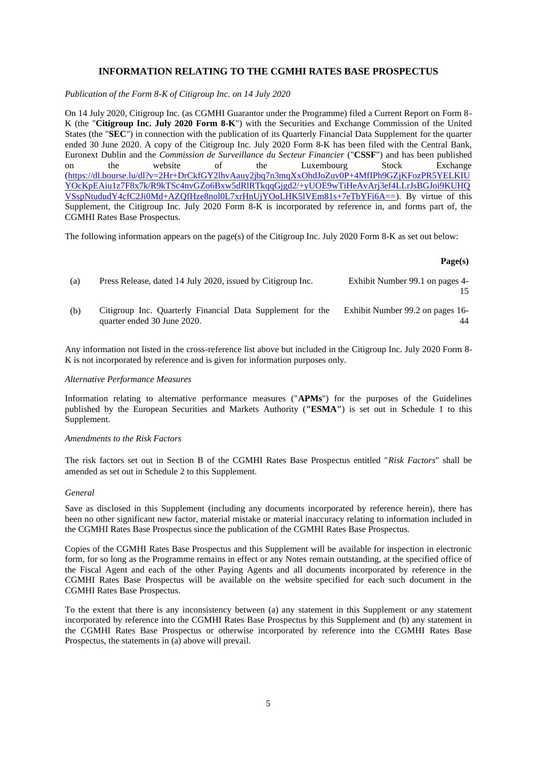## INFORMATION RELATING TO THE CGMHI RATES BASE PROSPECTUS

*Publication of the Form 8-K of Citigroup Inc. on 14 July 2020*

On 14 July 2020, Citigroup Inc. (as CGMHI Guarantor under the Programme) filed a Current Report on Form 8-K (the "**Citigroup Inc. July 2020 Form 8-K**") with the Securities and Exchange Commission of the United States (the "**SEC**") in connection with the publication of its Quarterly Financial Data Supplement for the quarter ended 30 June 2020. A copy of the Citigroup Inc. July 2020 Form 8-K has been filed with the Central Bank, Euronext Dublin and the *Commission de Surveillance du Secteur Financier* ("**CSSF**") and has been published on the website of the Luxembourg Stock Exchange (https://dl.bourse.lu/dl?v=2Hr+DrCkfGY2lhvAauy2jbq7n3mqXxOhdJoZuv0P+4MfIPh9GZjKFozPR5YELKIUYOcKpEAiu1z7F8x7k/R9kTSc4nvGZo6Bxw5dRlRTkqqGjgd2/+yUOE9wTiHeAvArj3ef4LLrJsBGJoi9KUHQVSspNtududY4cfC2Ji0Md+AZQfHze8nol0L7xrHnUjYOoLHK5lVEm81s+7eTbYFi6A==). By virtue of this Supplement, the Citigroup Inc. July 2020 Form 8-K is incorporated by reference in, and forms part of, the CGMHI Rates Base Prospectus.

The following information appears on the page(s) of the Citigroup Inc. July 2020 Form 8-K as set out below:

| | | **Page(s)** |
|---|---|---|
| (a) | Press Release, dated 14 July 2020, issued by Citigroup Inc. | Exhibit Number 99.1 on pages 4-15 |
| (b) | Citigroup Inc. Quarterly Financial Data Supplement for the quarter ended 30 June 2020. | Exhibit Number 99.2 on pages 16-44 |

Any information not listed in the cross-reference list above but included in the Citigroup Inc. July 2020 Form 8-K is not incorporated by reference and is given for information purposes only.

*Alternative Performance Measures*

Information relating to alternative performance measures ("**APMs**") for the purposes of the Guidelines published by the European Securities and Markets Authority (**"ESMA"**) is set out in Schedule 1 to this Supplement.

*Amendments to the Risk Factors*

The risk factors set out in Section B of the CGMHI Rates Base Prospectus entitled "*Risk Factors*" shall be amended as set out in Schedule 2 to this Supplement.

*General*

Save as disclosed in this Supplement (including any documents incorporated by reference herein), there has been no other significant new factor, material mistake or material inaccuracy relating to information included in the CGMHI Rates Base Prospectus since the publication of the CGMHI Rates Base Prospectus.

Copies of the CGMHI Rates Base Prospectus and this Supplement will be available for inspection in electronic form, for so long as the Programme remains in effect or any Notes remain outstanding, at the specified office of the Fiscal Agent and each of the other Paying Agents and all documents incorporated by reference in the CGMHI Rates Base Prospectus will be available on the website specified for each such document in the CGMHI Rates Base Prospectus.

To the extent that there is any inconsistency between (a) any statement in this Supplement or any statement incorporated by reference into the CGMHI Rates Base Prospectus by this Supplement and (b) any statement in the CGMHI Rates Base Prospectus or otherwise incorporated by reference into the CGMHI Rates Base Prospectus, the statements in (a) above will prevail.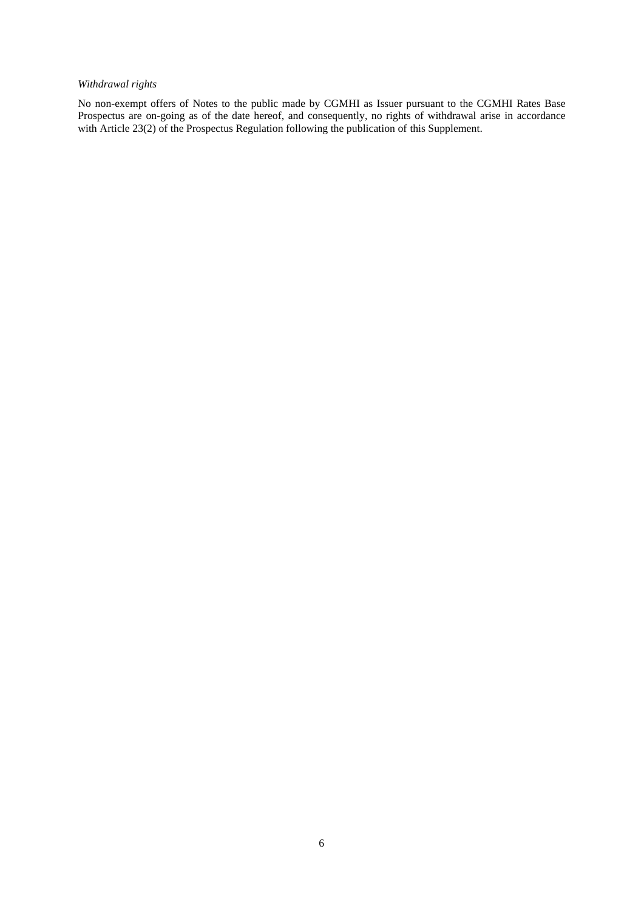*Withdrawal rights*

No non-exempt offers of Notes to the public made by CGMHI as Issuer pursuant to the CGMHI Rates Base Prospectus are on-going as of the date hereof, and consequently, no rights of withdrawal arise in accordance with Article 23(2) of the Prospectus Regulation following the publication of this Supplement.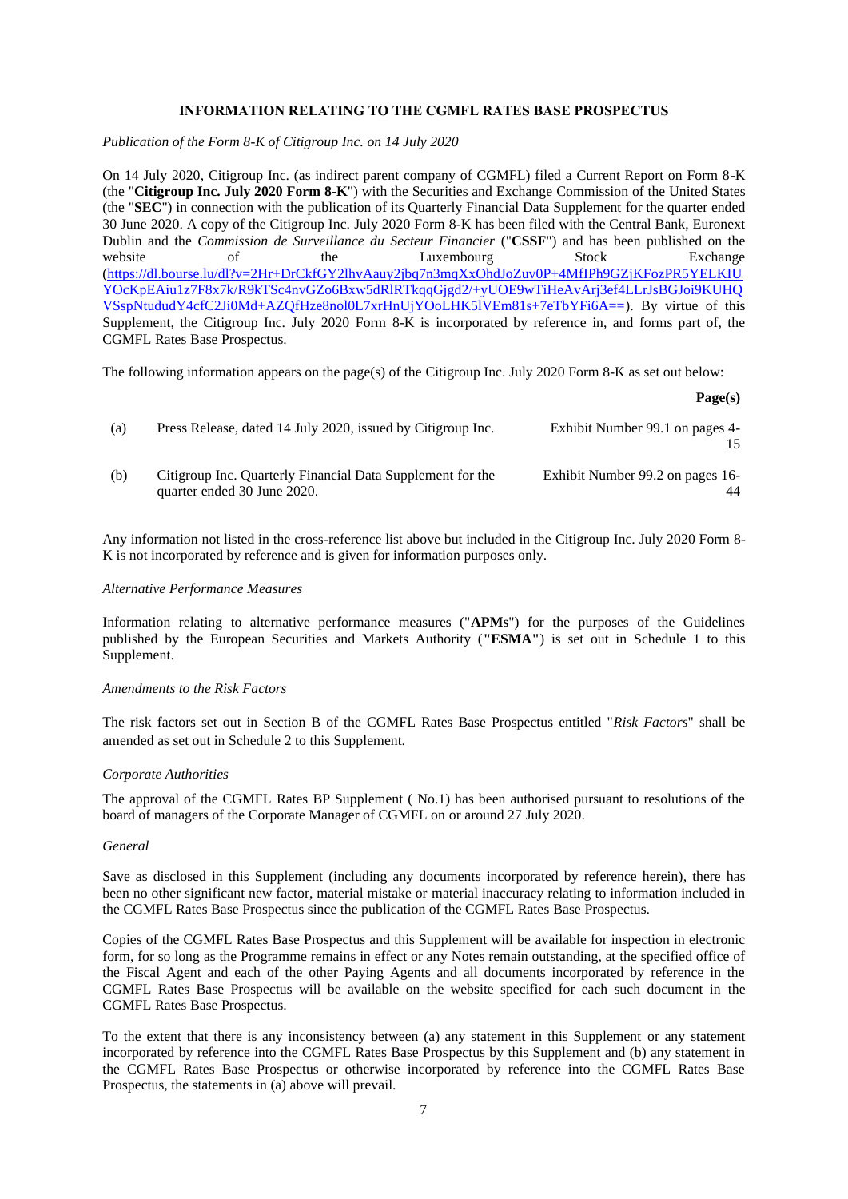### INFORMATION RELATING TO THE CGMFL RATES BASE PROSPECTUS

*Publication of the Form 8-K of Citigroup Inc. on 14 July 2020*

On 14 July 2020, Citigroup Inc. (as indirect parent company of CGMFL) filed a Current Report on Form 8-K (the "**Citigroup Inc. July 2020 Form 8-K**") with the Securities and Exchange Commission of the United States (the "**SEC**") in connection with the publication of its Quarterly Financial Data Supplement for the quarter ended 30 June 2020. A copy of the Citigroup Inc. July 2020 Form 8-K has been filed with the Central Bank, Euronext Dublin and the *Commission de Surveillance du Secteur Financier* ("**CSSF**") and has been published on the website of the Luxembourg Stock Exchange (https://dl.bourse.lu/dl?v=2Hr+DrCkfGY2lhvAauy2jbq7n3mqXxOhdJoZuv0P+4MfIPh9GZjKFozPR5YELKIUYOcKpEAiu1z7F8x7k/R9kTSc4nvGZo6Bxw5dRlRTkqqGjgd2/+yUOE9wTiHeAvArj3ef4LLrJsBGJoi9KUHQVSspNtududY4cfC2Ji0Md+AZQfHze8nol0L7xrHnUjYOoLHK5lVEm81s+7eTbYFi6A==). By virtue of this Supplement, the Citigroup Inc. July 2020 Form 8-K is incorporated by reference in, and forms part of, the CGMFL Rates Base Prospectus.

The following information appears on the page(s) of the Citigroup Inc. July 2020 Form 8-K as set out below:

| | | **Page(s)** |
|---|---|---|
| (a) | Press Release, dated 14 July 2020, issued by Citigroup Inc. | Exhibit Number 99.1 on pages 4-15 |
| (b) | Citigroup Inc. Quarterly Financial Data Supplement for the quarter ended 30 June 2020. | Exhibit Number 99.2 on pages 16-44 |

Any information not listed in the cross-reference list above but included in the Citigroup Inc. July 2020 Form 8-K is not incorporated by reference and is given for information purposes only.

*Alternative Performance Measures*

Information relating to alternative performance measures ("**APMs**") for the purposes of the Guidelines published by the European Securities and Markets Authority (**"ESMA"**) is set out in Schedule 1 to this Supplement.

*Amendments to the Risk Factors*

The risk factors set out in Section B of the CGMFL Rates Base Prospectus entitled "*Risk Factors*" shall be amended as set out in Schedule 2 to this Supplement.

*Corporate Authorities*

The approval of the CGMFL Rates BP Supplement ( No.1) has been authorised pursuant to resolutions of the board of managers of the Corporate Manager of CGMFL on or around 27 July 2020.

*General*

Save as disclosed in this Supplement (including any documents incorporated by reference herein), there has been no other significant new factor, material mistake or material inaccuracy relating to information included in the CGMFL Rates Base Prospectus since the publication of the CGMFL Rates Base Prospectus.

Copies of the CGMFL Rates Base Prospectus and this Supplement will be available for inspection in electronic form, for so long as the Programme remains in effect or any Notes remain outstanding, at the specified office of the Fiscal Agent and each of the other Paying Agents and all documents incorporated by reference in the CGMFL Rates Base Prospectus will be available on the website specified for each such document in the CGMFL Rates Base Prospectus.

To the extent that there is any inconsistency between (a) any statement in this Supplement or any statement incorporated by reference into the CGMFL Rates Base Prospectus by this Supplement and (b) any statement in the CGMFL Rates Base Prospectus or otherwise incorporated by reference into the CGMFL Rates Base Prospectus, the statements in (a) above will prevail.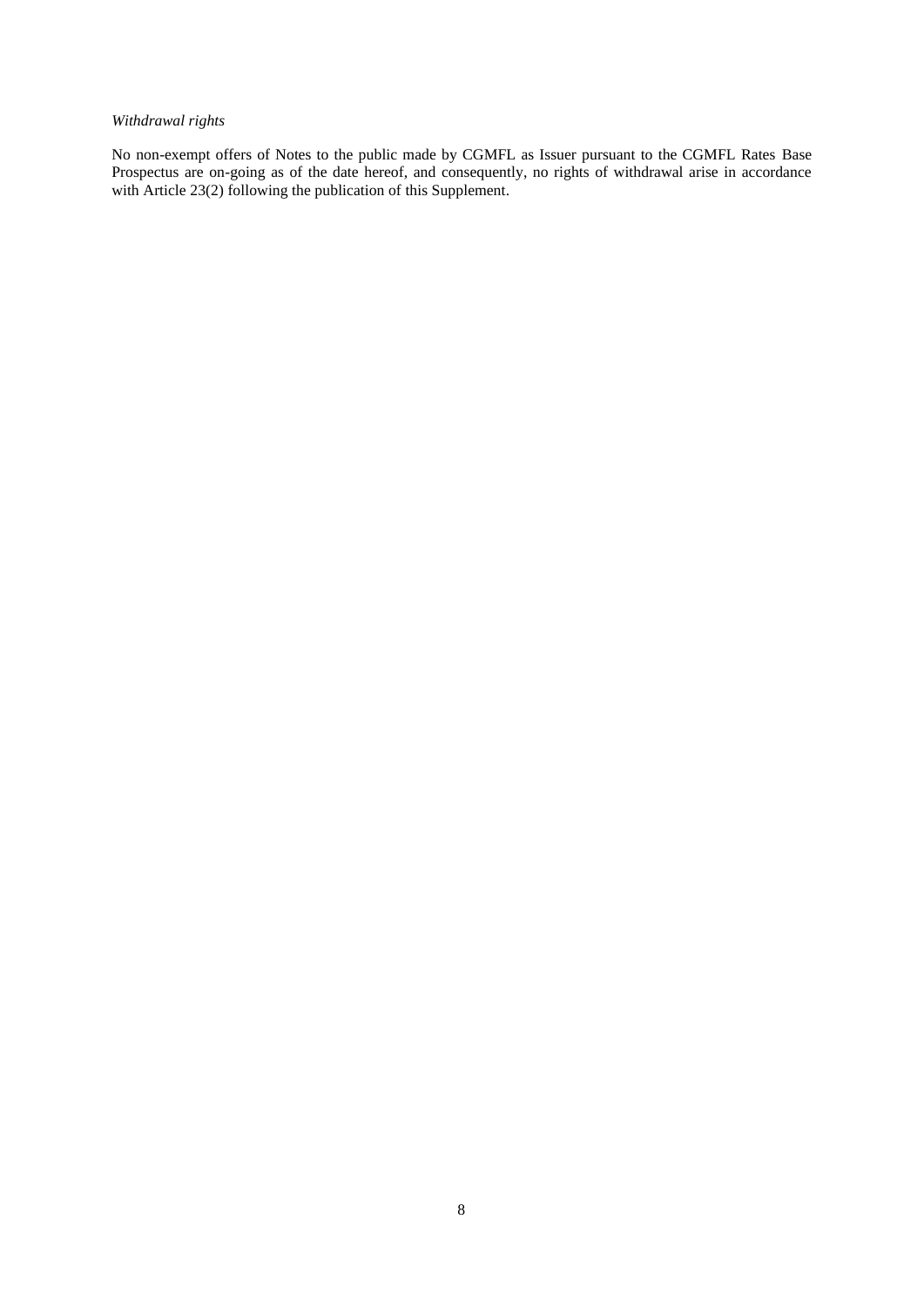*Withdrawal rights*

No non-exempt offers of Notes to the public made by CGMFL as Issuer pursuant to the CGMFL Rates Base Prospectus are on-going as of the date hereof, and consequently, no rights of withdrawal arise in accordance with Article 23(2) following the publication of this Supplement.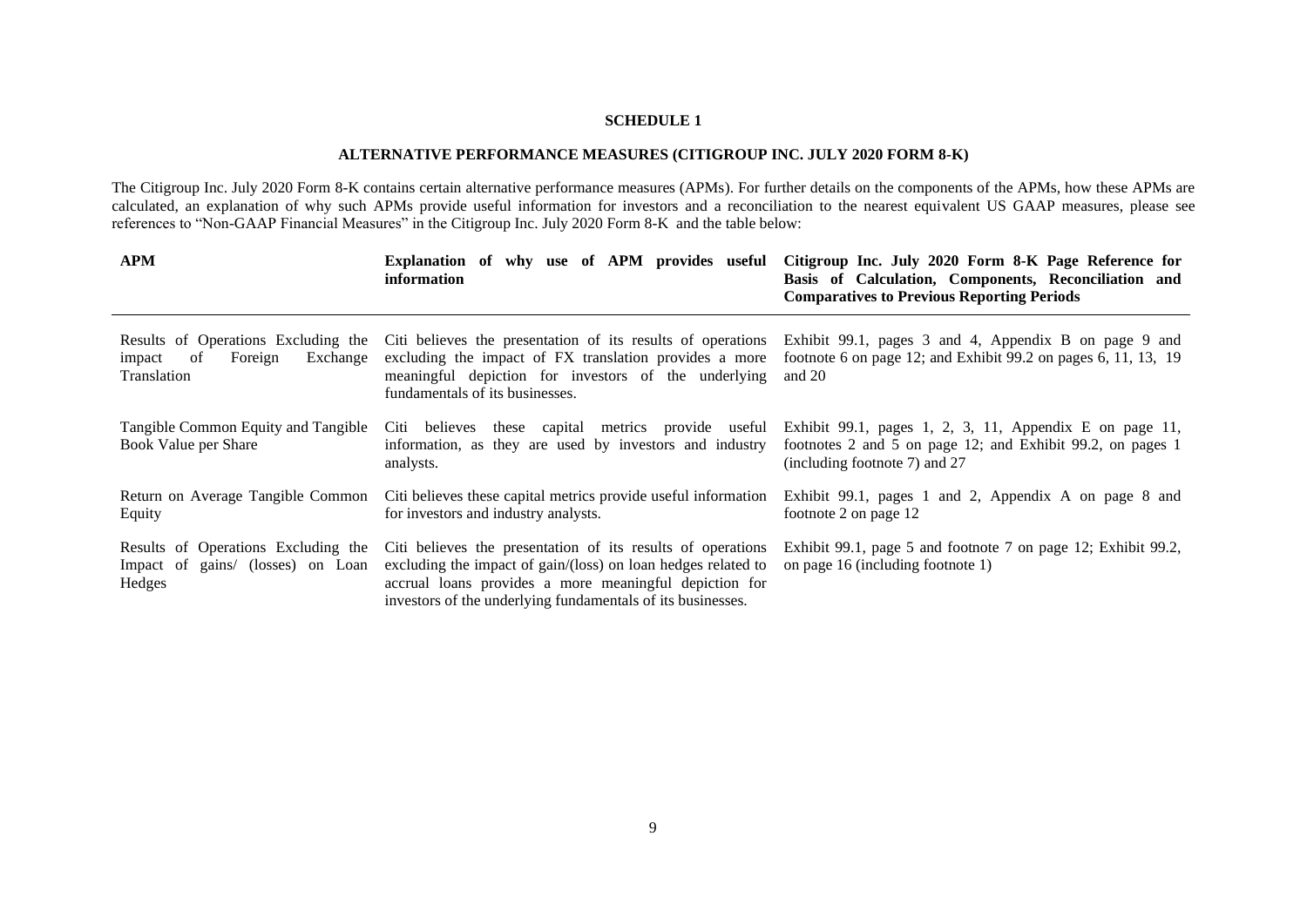**SCHEDULE 1**

**ALTERNATIVE PERFORMANCE MEASURES (CITIGROUP INC. JULY 2020 FORM 8-K)**

The Citigroup Inc. July 2020 Form 8-K contains certain alternative performance measures (APMs). For further details on the components of the APMs, how these APMs are calculated, an explanation of why such APMs provide useful information for investors and a reconciliation to the nearest equivalent US GAAP measures, please see references to "Non-GAAP Financial Measures" in the Citigroup Inc. July 2020 Form 8-K and the table below:

| APM | Explanation of why use of APM provides useful information | Citigroup Inc. July 2020 Form 8-K Page Reference for Basis of Calculation, Components, Reconciliation and Comparatives to Previous Reporting Periods |
|---|---|---|
| Results of Operations Excluding the impact of Foreign Exchange Translation | Citi believes the presentation of its results of operations excluding the impact of FX translation provides a more meaningful depiction for investors of the underlying fundamentals of its businesses. | Exhibit 99.1, pages 3 and 4, Appendix B on page 9 and footnote 6 on page 12; and Exhibit 99.2 on pages 6, 11, 13, 19 and 20 |
| Tangible Common Equity and Tangible Book Value per Share | Citi believes these capital metrics provide useful information, as they are used by investors and industry analysts. | Exhibit 99.1, pages 1, 2, 3, 11, Appendix E on page 11, footnotes 2 and 5 on page 12; and Exhibit 99.2, on pages 1 (including footnote 7) and 27 |
| Return on Average Tangible Common Equity | Citi believes these capital metrics provide useful information for investors and industry analysts. | Exhibit 99.1, pages 1 and 2, Appendix A on page 8 and footnote 2 on page 12 |
| Results of Operations Excluding the Impact of gains/ (losses) on Loan Hedges | Citi believes the presentation of its results of operations excluding the impact of gain/(loss) on loan hedges related to accrual loans provides a more meaningful depiction for investors of the underlying fundamentals of its businesses. | Exhibit 99.1, page 5 and footnote 7 on page 12; Exhibit 99.2, on page 16 (including footnote 1) |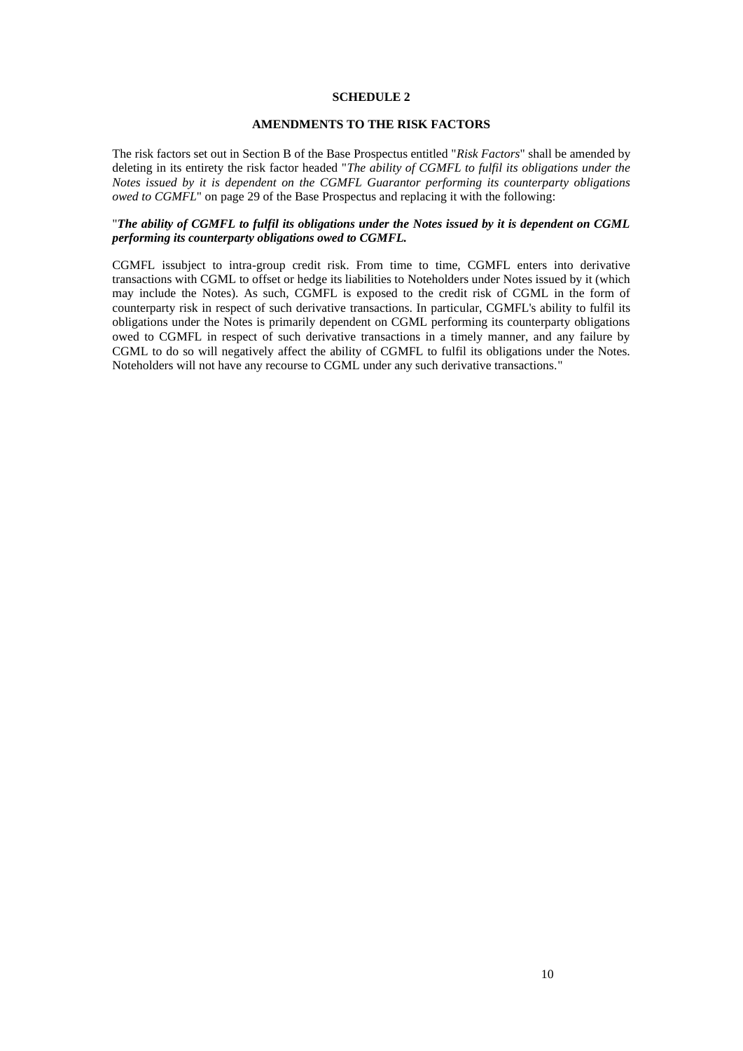## SCHEDULE 2

## AMENDMENTS TO THE RISK FACTORS

The risk factors set out in Section B of the Base Prospectus entitled "*Risk Factors*" shall be amended by deleting in its entirety the risk factor headed "*The ability of CGMFL to fulfil its obligations under the Notes issued by it is dependent on the CGMFL Guarantor performing its counterparty obligations owed to CGMFL*" on page 29 of the Base Prospectus and replacing it with the following:

"***The ability of CGMFL to fulfil its obligations under the Notes issued by it is dependent on CGML performing its counterparty obligations owed to CGMFL.***

CGMFL issubject to intra-group credit risk. From time to time, CGMFL enters into derivative transactions with CGML to offset or hedge its liabilities to Noteholders under Notes issued by it (which may include the Notes). As such, CGMFL is exposed to the credit risk of CGML in the form of counterparty risk in respect of such derivative transactions. In particular, CGMFL's ability to fulfil its obligations under the Notes is primarily dependent on CGML performing its counterparty obligations owed to CGMFL in respect of such derivative transactions in a timely manner, and any failure by CGML to do so will negatively affect the ability of CGMFL to fulfil its obligations under the Notes. Noteholders will not have any recourse to CGML under any such derivative transactions."